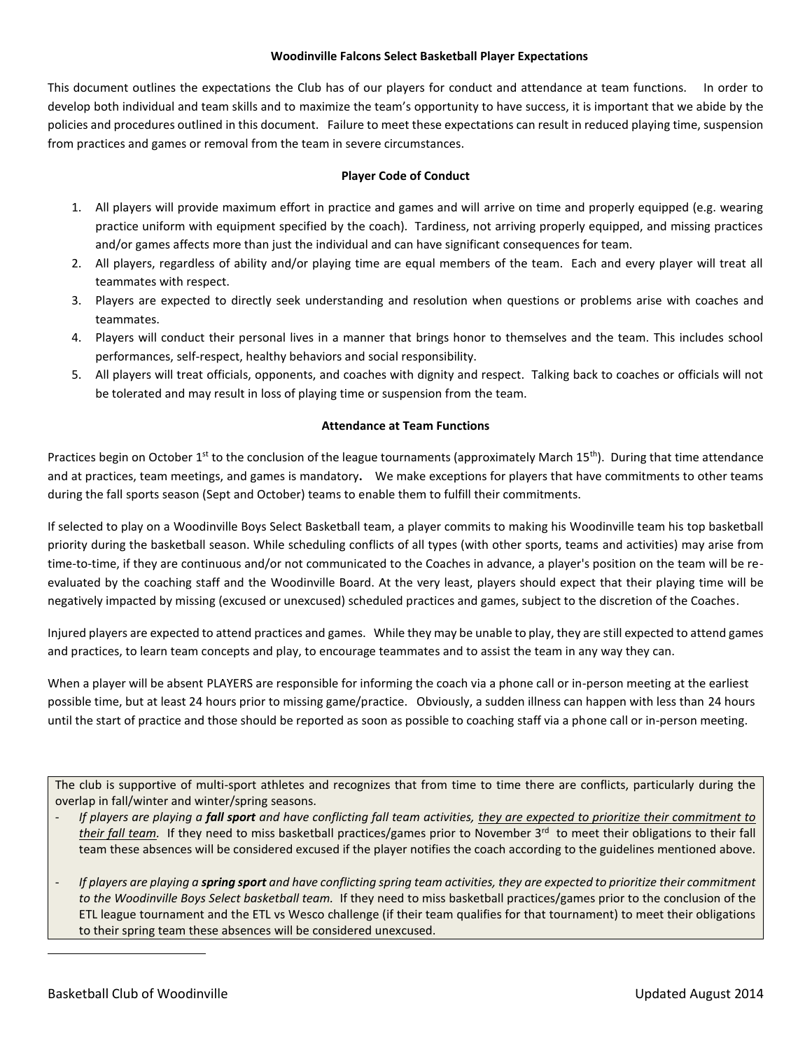### Woodinville Falcons Select Basketball Player Expectations

This document outlines the expectations the Club has of our players for conduct and attendance at team functions. In order to develop both individual and team skills and to maximize the team's opportunity to have success, it is important that we abide by the policies and procedures outlined in this document. Failure to meet these expectations can result in reduced playing time, suspension from practices and games or removal from the team in severe circumstances.

### Player Code of Conduct

1. All players will provide maximum effort in practice and games and will arrive on time and properly equipped (e.g. wearing practice uniform with equipment specified by the coach). Tardiness, not arriving properly equipped, and missing practices and/or games affects more than just the individual and can have significant consequences for team.
2. All players, regardless of ability and/or playing time are equal members of the team. Each and every player will treat all teammates with respect.
3. Players are expected to directly seek understanding and resolution when questions or problems arise with coaches and teammates.
4. Players will conduct their personal lives in a manner that brings honor to themselves and the team. This includes school performances, self-respect, healthy behaviors and social responsibility.
5. All players will treat officials, opponents, and coaches with dignity and respect. Talking back to coaches or officials will not be tolerated and may result in loss of playing time or suspension from the team.

### Attendance at Team Functions

Practices begin on October 1st to the conclusion of the league tournaments (approximately March 15th). During that time attendance and at practices, team meetings, and games is mandatory**.** We make exceptions for players that have commitments to other teams during the fall sports season (Sept and October) teams to enable them to fulfill their commitments.

If selected to play on a Woodinville Boys Select Basketball team, a player commits to making his Woodinville team his top basketball priority during the basketball season. While scheduling conflicts of all types (with other sports, teams and activities) may arise from time-to-time, if they are continuous and/or not communicated to the Coaches in advance, a player's position on the team will be re-evaluated by the coaching staff and the Woodinville Board. At the very least, players should expect that their playing time will be negatively impacted by missing (excused or unexcused) scheduled practices and games, subject to the discretion of the Coaches.

Injured players are expected to attend practices and games. While they may be unable to play, they are still expected to attend games and practices, to learn team concepts and play, to encourage teammates and to assist the team in any way they can.

When a player will be absent PLAYERS are responsible for informing the coach via a phone call or in-person meeting at the earliest possible time, but at least 24 hours prior to missing game/practice. Obviously, a sudden illness can happen with less than 24 hours until the start of practice and those should be reported as soon as possible to coaching staff via a phone call or in-person meeting.

The club is supportive of multi-sport athletes and recognizes that from time to time there are conflicts, particularly during the overlap in fall/winter and winter/spring seasons.

- *If players are playing a **fall sport** and have conflicting fall team activities, they are expected to prioritize their commitment to their fall team.* If they need to miss basketball practices/games prior to November 3rd to meet their obligations to their fall team these absences will be considered excused if the player notifies the coach according to the guidelines mentioned above.
- *If players are playing a **spring sport** and have conflicting spring team activities, they are expected to prioritize their commitment to the Woodinville Boys Select basketball team.* If they need to miss basketball practices/games prior to the conclusion of the ETL league tournament and the ETL vs Wesco challenge (if their team qualifies for that tournament) to meet their obligations to their spring team these absences will be considered unexcused.

Basketball Club of Woodinville — Updated August 2014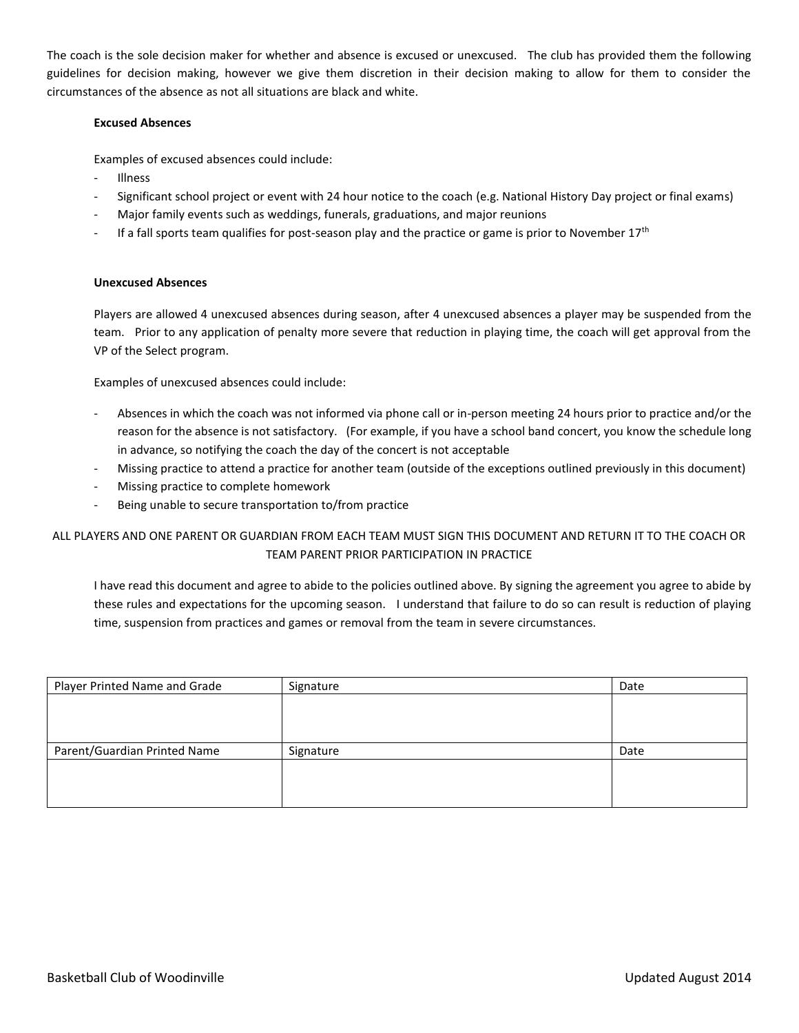The coach is the sole decision maker for whether and absence is excused or unexcused. The club has provided them the following guidelines for decision making, however we give them discretion in their decision making to allow for them to consider the circumstances of the absence as not all situations are black and white.

**Excused Absences**

Examples of excused absences could include:

- Illness
- Significant school project or event with 24 hour notice to the coach (e.g. National History Day project or final exams)
- Major family events such as weddings, funerals, graduations, and major reunions
- If a fall sports team qualifies for post-season play and the practice or game is prior to November 17th

**Unexcused Absences**

Players are allowed 4 unexcused absences during season, after 4 unexcused absences a player may be suspended from the team. Prior to any application of penalty more severe that reduction in playing time, the coach will get approval from the VP of the Select program.

Examples of unexcused absences could include:

- Absences in which the coach was not informed via phone call or in-person meeting 24 hours prior to practice and/or the reason for the absence is not satisfactory. (For example, if you have a school band concert, you know the schedule long in advance, so notifying the coach the day of the concert is not acceptable
- Missing practice to attend a practice for another team (outside of the exceptions outlined previously in this document)
- Missing practice to complete homework
- Being unable to secure transportation to/from practice

ALL PLAYERS AND ONE PARENT OR GUARDIAN FROM EACH TEAM MUST SIGN THIS DOCUMENT AND RETURN IT TO THE COACH OR TEAM PARENT PRIOR PARTICIPATION IN PRACTICE

I have read this document and agree to abide to the policies outlined above. By signing the agreement you agree to abide by these rules and expectations for the upcoming season. I understand that failure to do so can result is reduction of playing time, suspension from practices and games or removal from the team in severe circumstances.

| Player Printed Name and Grade | Signature | Date |
|---|---|---|
| | | |
| Parent/Guardian Printed Name | Signature | Date |
| | | |